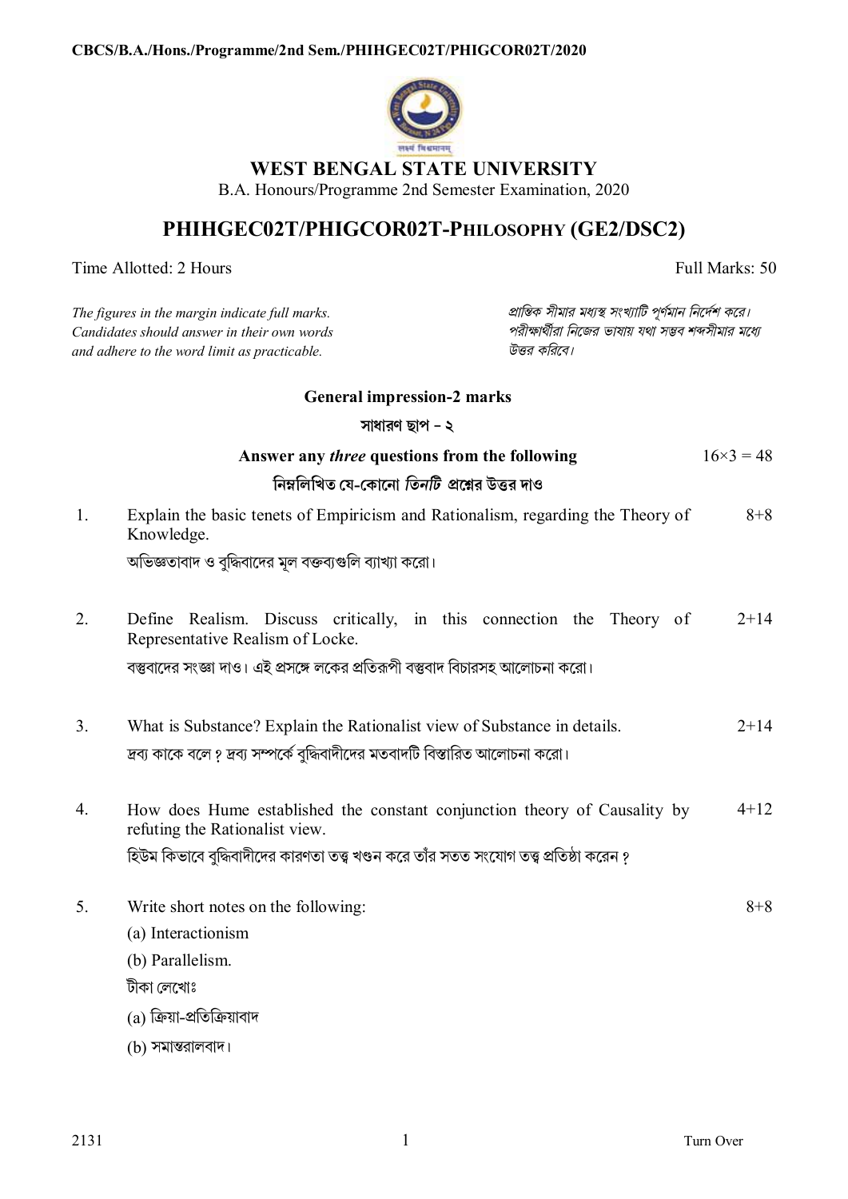# WEST BENGAL STATE UNIVERSITY

B.A. Honours/Programme 2nd Semester Examination, 2020

## PHIHGEC02T/PHIGCOR02T-PHILOSOPHY (GE2/DSC2)

Time Allotted: 2 Hours — Full Marks: 50

*The figures in the margin indicate full marks. Candidates should answer in their own words and adhere to the word limit as practicable.*

*প্রান্তিক সীমার মধ্যস্থ সংখ্যাটি পূর্ণমান নির্দেশ করে। পরীক্ষার্থীরা নিজের ভাষায় যথা সম্ভব শব্দসীমার মধ্যে উত্তর করিবে।*

**General impression-2 marks**

**সাধারণ ছাপ – ২**

**Answer any *three* questions from the following** — 16×3 = 48

**নিম্নলিখিত যে-কোনো *তিনটি* প্রশ্নের উত্তর দাও**

1. Explain the basic tenets of Empiricism and Rationalism, regarding the Theory of Knowledge. — 8+8

   অভিজ্ঞতাবাদ ও বুদ্ধিবাদের মূল বক্তব্যগুলি ব্যাখ্যা করো।

2. Define Realism. Discuss critically, in this connection the Theory of Representative Realism of Locke. — 2+14

   বস্তুবাদের সংজ্ঞা দাও। এই প্রসঙ্গে লকের প্রতিরূপী বস্তুবাদ বিচারসহ আলোচনা করো।

3. What is Substance? Explain the Rationalist view of Substance in details. — 2+14

   দ্রব্য কাকে বলে? দ্রব্য সম্পর্কে বুদ্ধিবাদীদের মতবাদটি বিস্তারিত আলোচনা করো।

4. How does Hume established the constant conjunction theory of Causality by refuting the Rationalist view. — 4+12

   হিউম কিভাবে বুদ্ধিবাদীদের কারণতা তত্ত্ব খণ্ডন করে তাঁর সতত সংযোগ তত্ত্ব প্রতিষ্ঠা করেন?

5. Write short notes on the following: — 8+8

   (a) Interactionism

   (b) Parallelism.

   টীকা লেখোঃ

   (a) ক্রিয়া-প্রতিক্রিয়াবাদ

   (b) সমান্তরালবাদ।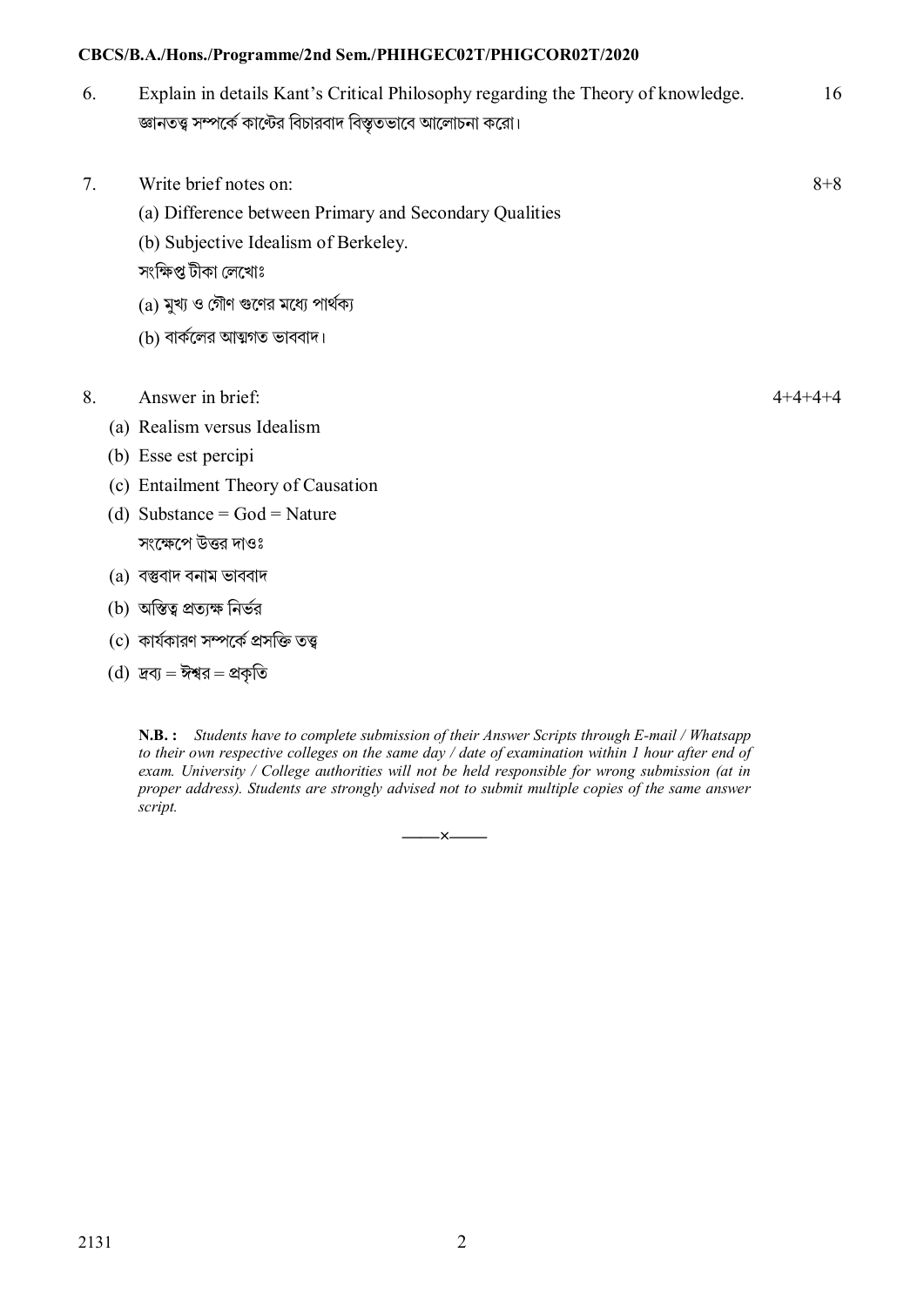6. Explain in details Kant's Critical Philosophy regarding the Theory of knowledge. 16

   জ্ঞানতত্ত্ব সম্পর্কে কান্টের বিচারবাদ বিস্তৃতভাবে আলোচনা করো।

7. Write brief notes on: 8+8

   (a) Difference between Primary and Secondary Qualities

   (b) Subjective Idealism of Berkeley.

   সংক্ষিপ্ত টীকা লেখোঃ

   (a) মুখ্য ও গৌণ গুণের মধ্যে পার্থক্য

   (b) বার্কলের আত্মগত ভাববাদ।

8. Answer in brief: 4+4+4+4

   (a) Realism versus Idealism

   (b) Esse est percipi

   (c) Entailment Theory of Causation

   (d) Substance = God = Nature

   সংক্ষেপে উত্তর দাওঃ

   (a) বস্তুবাদ বনাম ভাববাদ

   (b) অস্তিত্ব প্রত্যক্ষ নির্ভর

   (c) কার্যকারণ সম্পর্কে প্রসক্তি তত্ত্ব

   (d) দ্রব্য = ঈশ্বর = প্রকৃতি

**N.B. :** *Students have to complete submission of their Answer Scripts through E-mail / Whatsapp to their own respective colleges on the same day / date of examination within 1 hour after end of exam. University / College authorities will not be held responsible for wrong submission (at in proper address). Students are strongly advised not to submit multiple copies of the same answer script.*

——×——